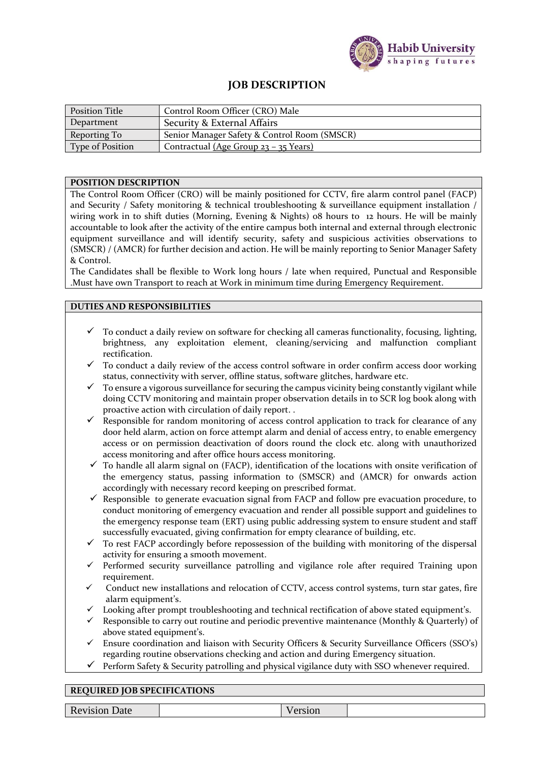Habib University
shaping futures

# JOB DESCRIPTION

| Position Title | Control Room Officer (CRO) Male |
|---|---|
| Department | Security & External Affairs |
| Reporting To | Senior Manager Safety & Control Room (SMSCR) |
| Type of Position | Contractual (Age Group 23 – 35 Years) |

## POSITION DESCRIPTION

The Control Room Officer (CRO) will be mainly positioned for CCTV, fire alarm control panel (FACP) and Security / Safety monitoring & technical troubleshooting & surveillance equipment installation / wiring work in to shift duties (Morning, Evening & Nights) 08 hours to 12 hours. He will be mainly accountable to look after the activity of the entire campus both internal and external through electronic equipment surveillance and will identify security, safety and suspicious activities observations to (SMSCR) / (AMCR) for further decision and action. He will be mainly reporting to Senior Manager Safety & Control.

The Candidates shall be flexible to Work long hours / late when required, Punctual and Responsible .Must have own Transport to reach at Work in minimum time during Emergency Requirement.

## DUTIES AND RESPONSIBILITIES

- ✓ To conduct a daily review on software for checking all cameras functionality, focusing, lighting, brightness, any exploitation element, cleaning/servicing and malfunction compliant rectification.
- ✓ To conduct a daily review of the access control software in order confirm access door working status, connectivity with server, offline status, software glitches, hardware etc.
- ✓ To ensure a vigorous surveillance for securing the campus vicinity being constantly vigilant while doing CCTV monitoring and maintain proper observation details in to SCR log book along with proactive action with circulation of daily report. .
- ✓ Responsible for random monitoring of access control application to track for clearance of any door held alarm, action on force attempt alarm and denial of access entry, to enable emergency access or on permission deactivation of doors round the clock etc. along with unauthorized access monitoring and after office hours access monitoring.
- ✓ To handle all alarm signal on (FACP), identification of the locations with onsite verification of the emergency status, passing information to (SMSCR) and (AMCR) for onwards action accordingly with necessary record keeping on prescribed format.
- ✓ Responsible to generate evacuation signal from FACP and follow pre evacuation procedure, to conduct monitoring of emergency evacuation and render all possible support and guidelines to the emergency response team (ERT) using public addressing system to ensure student and staff successfully evacuated, giving confirmation for empty clearance of building, etc.
- ✓ To rest FACP accordingly before repossession of the building with monitoring of the dispersal activity for ensuring a smooth movement.
- ✓ Performed security surveillance patrolling and vigilance role after required Training upon requirement.
- ✓ Conduct new installations and relocation of CCTV, access control systems, turn star gates, fire alarm equipment's.
- ✓ Looking after prompt troubleshooting and technical rectification of above stated equipment's.
- ✓ Responsible to carry out routine and periodic preventive maintenance (Monthly & Quarterly) of above stated equipment's.
- ✓ Ensure coordination and liaison with Security Officers & Security Surveillance Officers (SSO's) regarding routine observations checking and action and during Emergency situation.
- ✓ Perform Safety & Security patrolling and physical vigilance duty with SSO whenever required.

## REQUIRED JOB SPECIFICATIONS

| Revision Date | | Version | |
|---|---|---|---|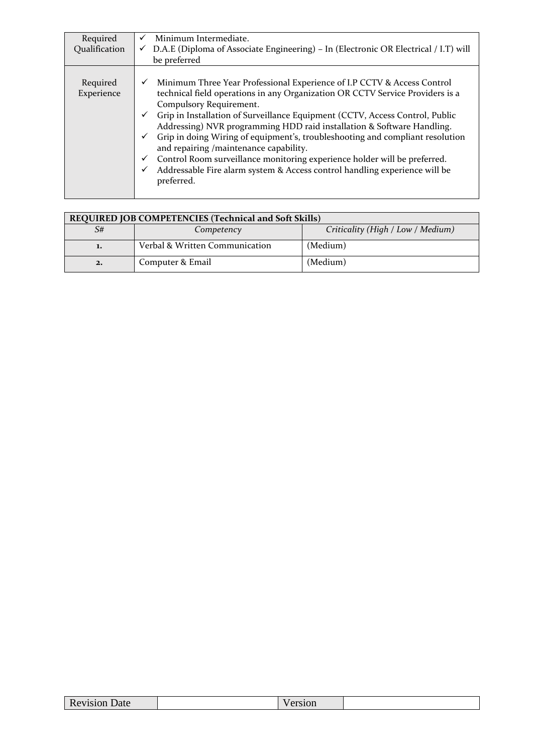| | |
|---|---|
| Required Qualification | ✓ Minimum Intermediate.<br>✓ D.A.E (Diploma of Associate Engineering) – In (Electronic OR Electrical / I.T) will be preferred |
| Required Experience | ✓ Minimum Three Year Professional Experience of I.P CCTV & Access Control technical field operations in any Organization OR CCTV Service Providers is a Compulsory Requirement.<br>✓ Grip in Installation of Surveillance Equipment (CCTV, Access Control, Public Addressing) NVR programming HDD raid installation & Software Handling.<br>✓ Grip in doing Wiring of equipment's, troubleshooting and compliant resolution and repairing /maintenance capability.<br>✓ Control Room surveillance monitoring experience holder will be preferred.<br>✓ Addressable Fire alarm system & Access control handling experience will be preferred. |

| **REQUIRED JOB COMPETENCIES (Technical and Soft Skills)** | | |
|---|---|---|
| *S#* | *Competency* | *Criticality (High / Low / Medium)* |
| **1.** | Verbal & Written Communication | (Medium) |
| **2.** | Computer & Email | (Medium) |

| Revision Date | | Version | |
|---|---|---|---|